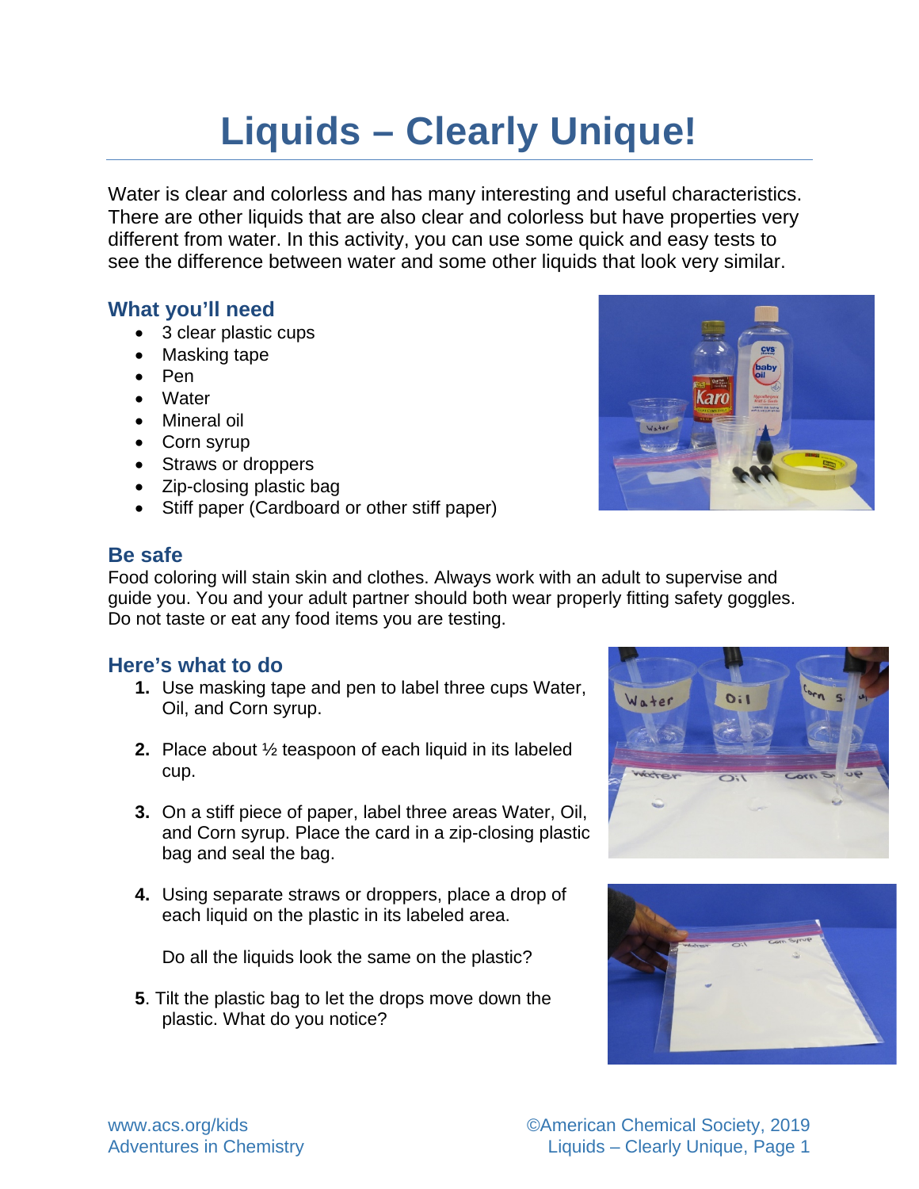# Liquids – Clearly Unique!

Water is clear and colorless and has many interesting and useful characteristics. There are other liquids that are also clear and colorless but have properties very different from water. In this activity, you can use some quick and easy tests to see the difference between water and some other liquids that look very similar.

## What you'll need

- 3 clear plastic cups
- Masking tape
- Pen
- Water
- Mineral oil
- Corn syrup
- Straws or droppers
- Zip-closing plastic bag
- Stiff paper (Cardboard or other stiff paper)

## Be safe

Food coloring will stain skin and clothes. Always work with an adult to supervise and guide you. You and your adult partner should both wear properly fitting safety goggles. Do not taste or eat any food items you are testing.

## Here's what to do

1. Use masking tape and pen to label three cups Water, Oil, and Corn syrup.

2. Place about ½ teaspoon of each liquid in its labeled cup.

3. On a stiff piece of paper, label three areas Water, Oil, and Corn syrup. Place the card in a zip-closing plastic bag and seal the bag.

4. Using separate straws or droppers, place a drop of each liquid on the plastic in its labeled area.

   Do all the liquids look the same on the plastic?

5. Tilt the plastic bag to let the drops move down the plastic. What do you notice?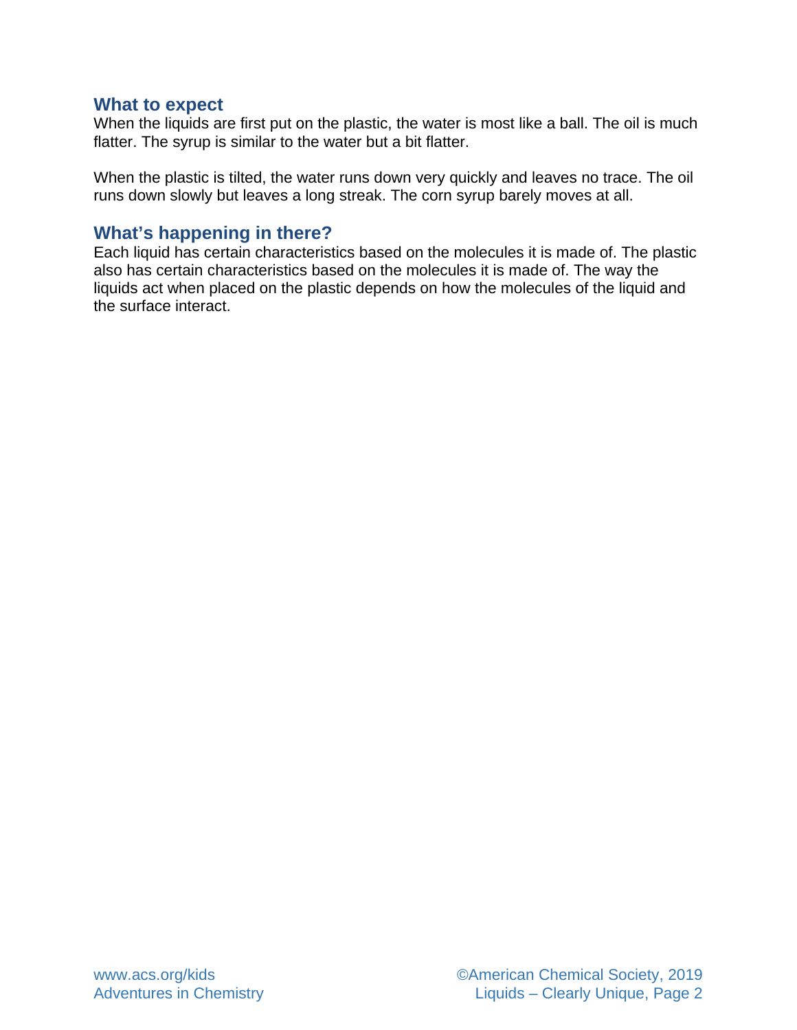## What to expect

When the liquids are first put on the plastic, the water is most like a ball. The oil is much flatter. The syrup is similar to the water but a bit flatter.

When the plastic is tilted, the water runs down very quickly and leaves no trace. The oil runs down slowly but leaves a long streak. The corn syrup barely moves at all.

## What's happening in there?

Each liquid has certain characteristics based on the molecules it is made of. The plastic also has certain characteristics based on the molecules it is made of. The way the liquids act when placed on the plastic depends on how the molecules of the liquid and the surface interact.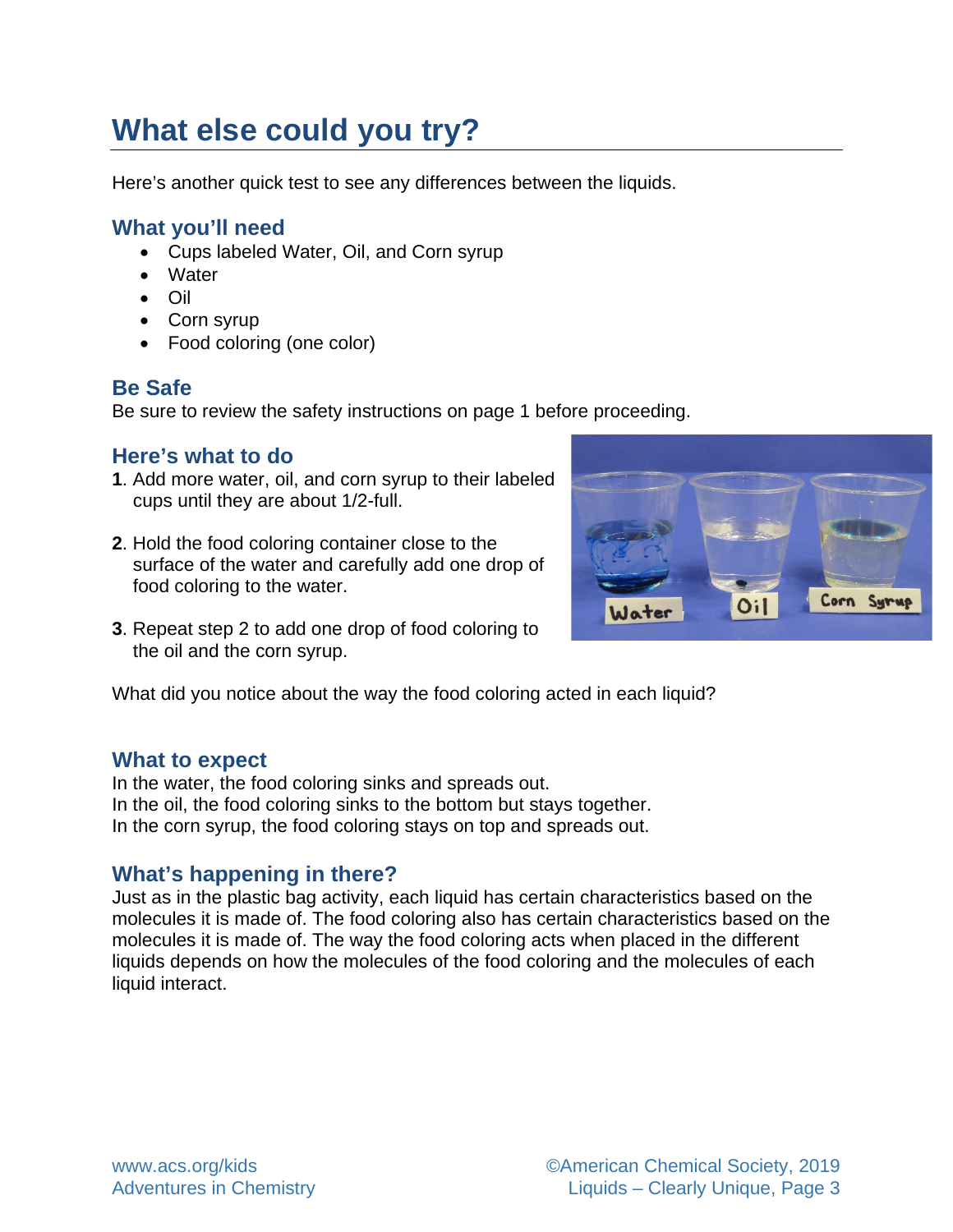# What else could you try?

Here's another quick test to see any differences between the liquids.

## What you'll need

- Cups labeled Water, Oil, and Corn syrup
- Water
- Oil
- Corn syrup
- Food coloring (one color)

## Be Safe

Be sure to review the safety instructions on page 1 before proceeding.

## Here's what to do

**1**. Add more water, oil, and corn syrup to their labeled cups until they are about 1/2-full.

**2**. Hold the food coloring container close to the surface of the water and carefully add one drop of food coloring to the water.

**3**. Repeat step 2 to add one drop of food coloring to the oil and the corn syrup.

What did you notice about the way the food coloring acted in each liquid?

## What to expect

In the water, the food coloring sinks and spreads out.
In the oil, the food coloring sinks to the bottom but stays together.
In the corn syrup, the food coloring stays on top and spreads out.

## What's happening in there?

Just as in the plastic bag activity, each liquid has certain characteristics based on the molecules it is made of. The food coloring also has certain characteristics based on the molecules it is made of. The way the food coloring acts when placed in the different liquids depends on how the molecules of the food coloring and the molecules of each liquid interact.